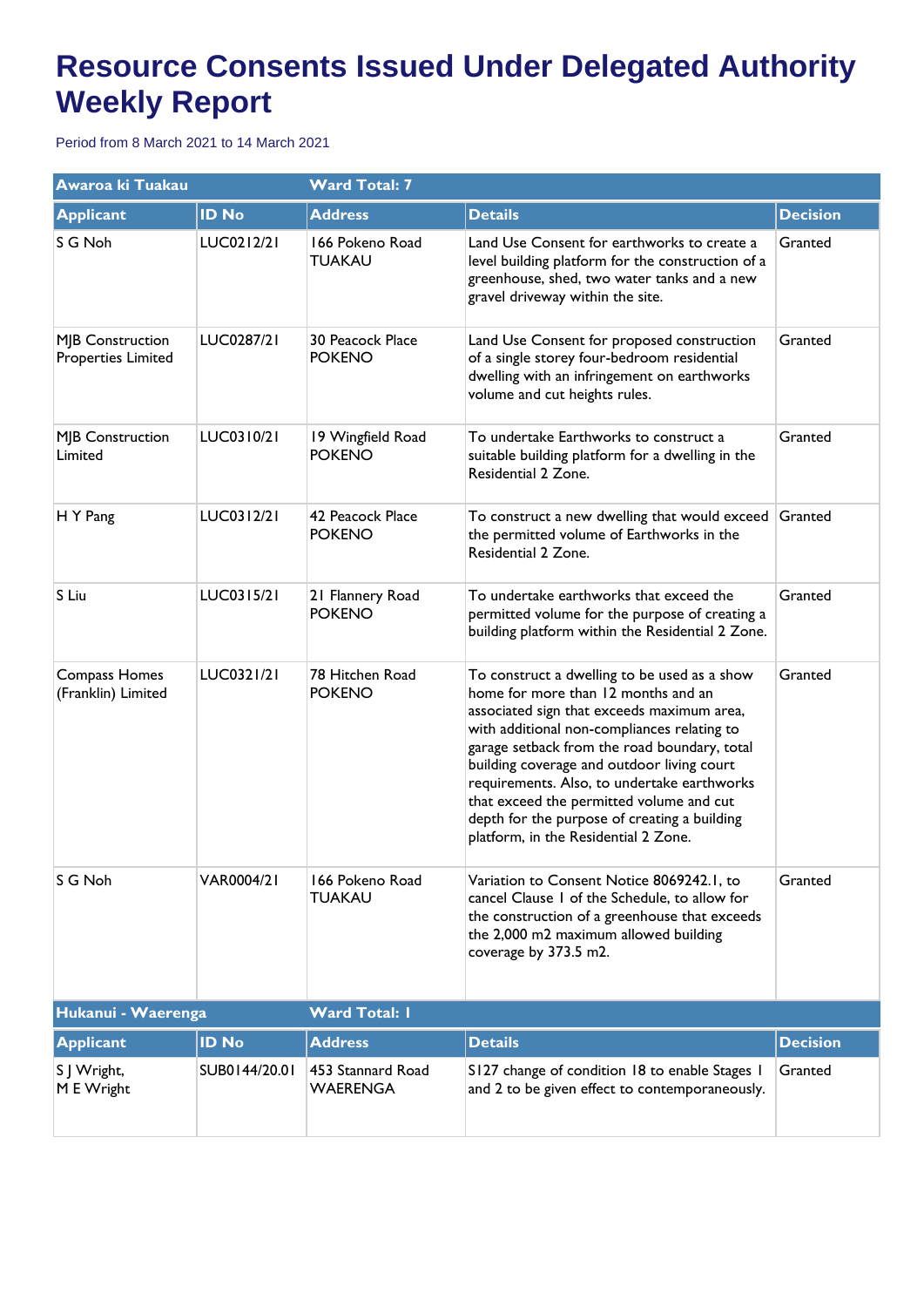# Resource Consents Issued Under Delegated Authority Weekly Report

Period from 8 March 2021 to 14 March 2021

| Awaroa ki Tuakau | | Ward Total: 7 | | |
|---|---|---|---|---|
| **Applicant** | **ID No** | **Address** | **Details** | **Decision** |
| S G Noh | LUC0212/21 | 166 Pokeno Road TUAKAU | Land Use Consent for earthworks to create a level building platform for the construction of a greenhouse, shed, two water tanks and a new gravel driveway within the site. | Granted |
| MJB Construction Properties Limited | LUC0287/21 | 30 Peacock Place POKENO | Land Use Consent for proposed construction of a single storey four-bedroom residential dwelling with an infringement on earthworks volume and cut heights rules. | Granted |
| MJB Construction Limited | LUC0310/21 | 19 Wingfield Road POKENO | To undertake Earthworks to construct a suitable building platform for a dwelling in the Residential 2 Zone. | Granted |
| H Y Pang | LUC0312/21 | 42 Peacock Place POKENO | To construct a new dwelling that would exceed the permitted volume of Earthworks in the Residential 2 Zone. | Granted |
| S Liu | LUC0315/21 | 21 Flannery Road POKENO | To undertake earthworks that exceed the permitted volume for the purpose of creating a building platform within the Residential 2 Zone. | Granted |
| Compass Homes (Franklin) Limited | LUC0321/21 | 78 Hitchen Road POKENO | To construct a dwelling to be used as a show home for more than 12 months and an associated sign that exceeds maximum area, with additional non-compliances relating to garage setback from the road boundary, total building coverage and outdoor living court requirements. Also, to undertake earthworks that exceed the permitted volume and cut depth for the purpose of creating a building platform, in the Residential 2 Zone. | Granted |
| S G Noh | VAR0004/21 | 166 Pokeno Road TUAKAU | Variation to Consent Notice 8069242.1, to cancel Clause 1 of the Schedule, to allow for the construction of a greenhouse that exceeds the 2,000 m2 maximum allowed building coverage by 373.5 m2. | Granted |

| Hukanui - Waerenga | | Ward Total: 1 | | |
|---|---|---|---|---|
| **Applicant** | **ID No** | **Address** | **Details** | **Decision** |
| S J Wright, M E Wright | SUB0144/20.01 | 453 Stannard Road WAERENGA | S127 change of condition 18 to enable Stages 1 and 2 to be given effect to contemporaneously. | Granted |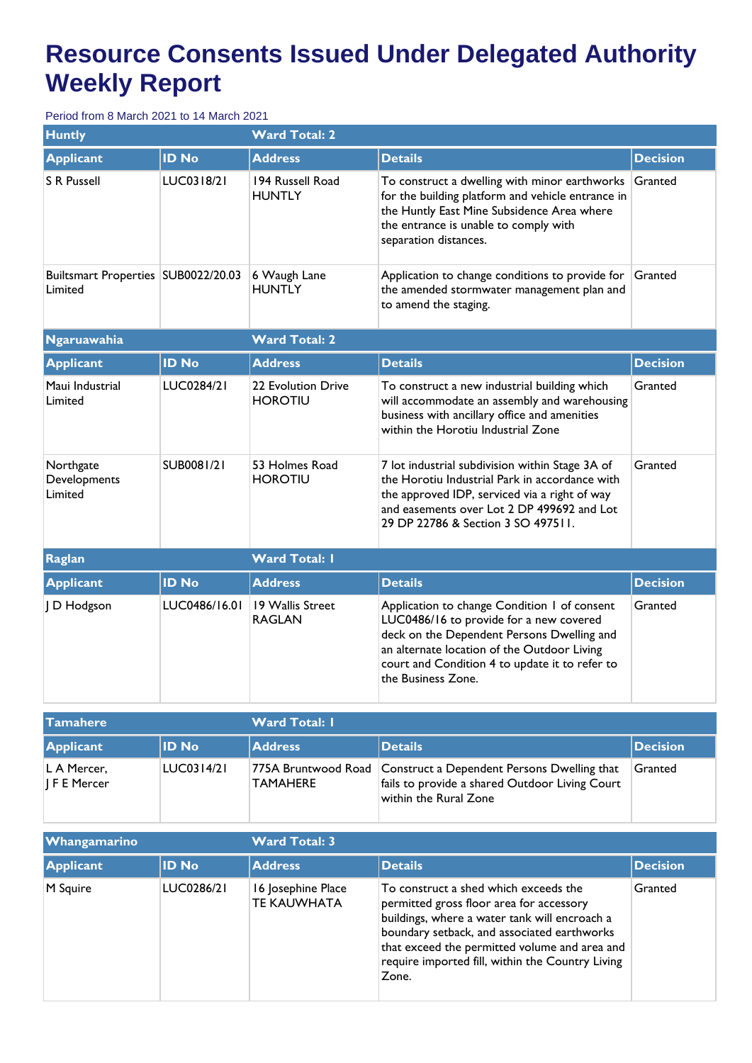# Resource Consents Issued Under Delegated Authority Weekly Report

Period from 8 March 2021 to 14 March 2021

| Huntly | | Ward Total: 2 | | |
|---|---|---|---|---|
| **Applicant** | **ID No** | **Address** | **Details** | **Decision** |
| S R Pussell | LUC0318/21 | 194 Russell Road HUNTLY | To construct a dwelling with minor earthworks for the building platform and vehicle entrance in the Huntly East Mine Subsidence Area where the entrance is unable to comply with separation distances. | Granted |
| Builtsmart Properties Limited | SUB0022/20.03 | 6 Waugh Lane HUNTLY | Application to change conditions to provide for the amended stormwater management plan and to amend the staging. | Granted |

| Ngaruawahia | | Ward Total: 2 | | |
|---|---|---|---|---|
| **Applicant** | **ID No** | **Address** | **Details** | **Decision** |
| Maui Industrial Limited | LUC0284/21 | 22 Evolution Drive HOROTIU | To construct a new industrial building which will accommodate an assembly and warehousing business with ancillary office and amenities within the Horotiu Industrial Zone | Granted |
| Northgate Developments Limited | SUB0081/21 | 53 Holmes Road HOROTIU | 7 lot industrial subdivision within Stage 3A of the Horotiu Industrial Park in accordance with the approved IDP, serviced via a right of way and easements over Lot 2 DP 499692 and Lot 29 DP 22786 & Section 3 SO 497511. | Granted |

| Raglan | | Ward Total: 1 | | |
|---|---|---|---|---|
| **Applicant** | **ID No** | **Address** | **Details** | **Decision** |
| J D Hodgson | LUC0486/16.01 | 19 Wallis Street RAGLAN | Application to change Condition 1 of consent LUC0486/16 to provide for a new covered deck on the Dependent Persons Dwelling and an alternate location of the Outdoor Living court and Condition 4 to update it to refer to the Business Zone. | Granted |

| Tamahere | | Ward Total: 1 | | |
|---|---|---|---|---|
| **Applicant** | **ID No** | **Address** | **Details** | **Decision** |
| L A Mercer, J F E Mercer | LUC0314/21 | 775A Bruntwood Road TAMAHERE | Construct a Dependent Persons Dwelling that fails to provide a shared Outdoor Living Court within the Rural Zone | Granted |

| Whangamarino | | Ward Total: 3 | | |
|---|---|---|---|---|
| **Applicant** | **ID No** | **Address** | **Details** | **Decision** |
| M Squire | LUC0286/21 | 16 Josephine Place TE KAUWHATA | To construct a shed which exceeds the permitted gross floor area for accessory buildings, where a water tank will encroach a boundary setback, and associated earthworks that exceed the permitted volume and area and require imported fill, within the Country Living Zone. | Granted |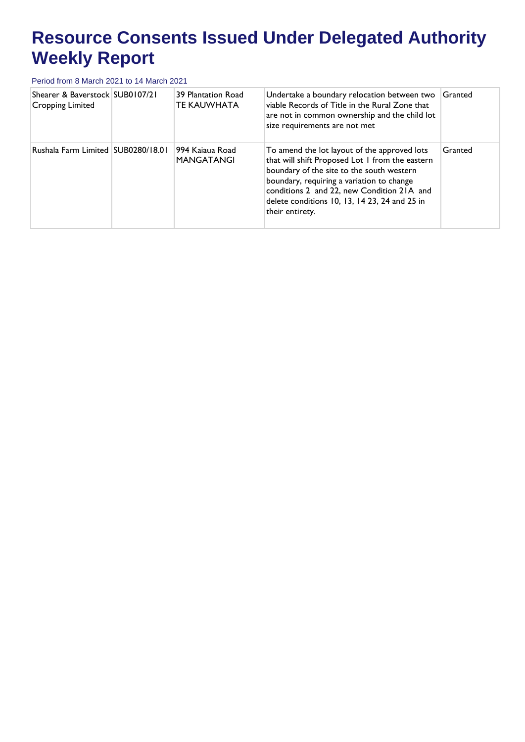# Resource Consents Issued Under Delegated Authority Weekly Report

Period from 8 March 2021 to 14 March 2021

| | | | | |
|---|---|---|---|---|
| Shearer & Baverstock Cropping Limited | SUB0107/21 | 39 Plantation Road TE KAUWHATA | Undertake a boundary relocation between two viable Records of Title in the Rural Zone that are not in common ownership and the child lot size requirements are not met | Granted |
| Rushala Farm Limited | SUB0280/18.01 | 994 Kaiaua Road MANGATANGI | To amend the lot layout of the approved lots that will shift Proposed Lot 1 from the eastern boundary of the site to the south western boundary, requiring a variation to change conditions 2 and 22, new Condition 21A and delete conditions 10, 13, 14 23, 24 and 25 in their entirety. | Granted |